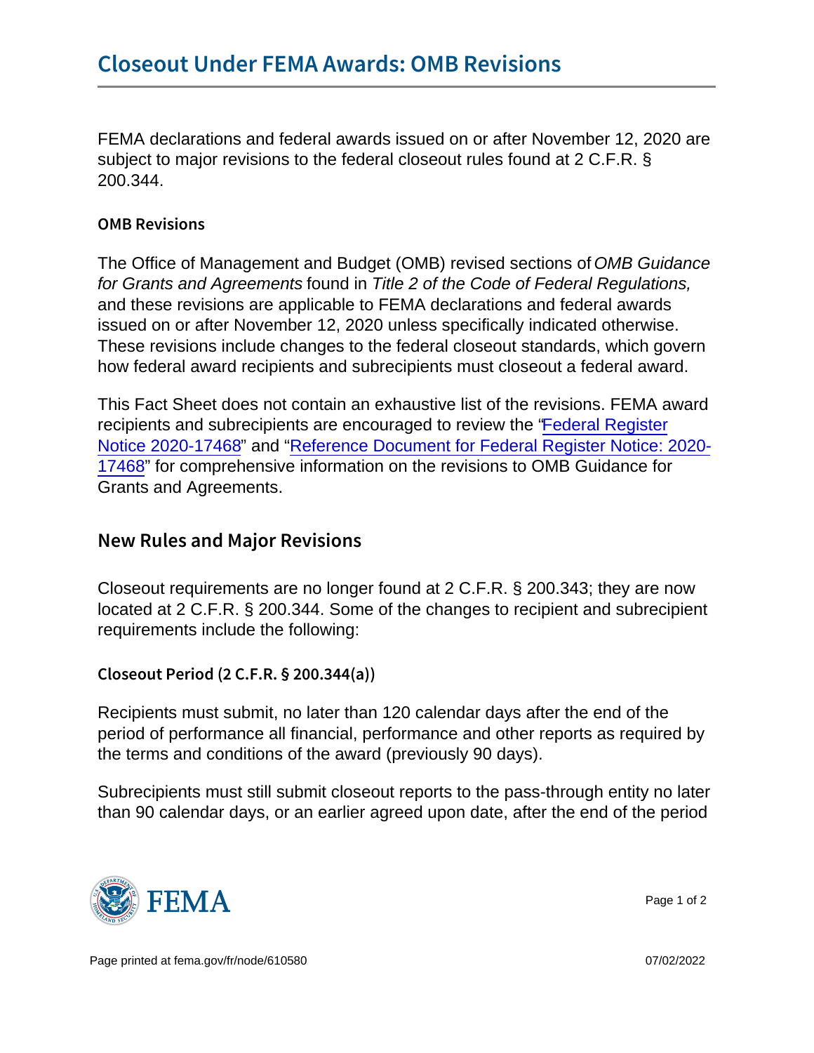# Closeout Under FEMA Awards: OMB Revisions

FEMA declarations and federal awards issued on or after November 12, 2020 are subject to major revisions to the federal closeout rules found at 2 C.F.R. § 200.344.

### OMB Revisions

The Office of Management and Budget (OMB) revised sections of *OMB Guidance for Grants and Agreements* found in *Title 2 of the Code of Federal Regulations,* and these revisions are applicable to FEMA declarations and federal awards issued on or after November 12, 2020 unless specifically indicated otherwise. These revisions include changes to the federal closeout standards, which govern how federal award recipients and subrecipients must closeout a federal award.

This Fact Sheet does not contain an exhaustive list of the revisions. FEMA award recipients and subrecipients are encouraged to review the "Federal Register Notice 2020-17468" and "Reference Document for Federal Register Notice: 2020-17468" for comprehensive information on the revisions to OMB Guidance for Grants and Agreements.

## New Rules and Major Revisions

Closeout requirements are no longer found at 2 C.F.R. § 200.343; they are now located at 2 C.F.R. § 200.344. Some of the changes to recipient and subrecipient requirements include the following:

### Closeout Period (2 C.F.R. § 200.344(a))

Recipients must submit, no later than 120 calendar days after the end of the period of performance all financial, performance and other reports as required by the terms and conditions of the award (previously 90 days).

Subrecipients must still submit closeout reports to the pass-through entity no later than 90 calendar days, or an earlier agreed upon date, after the end of the period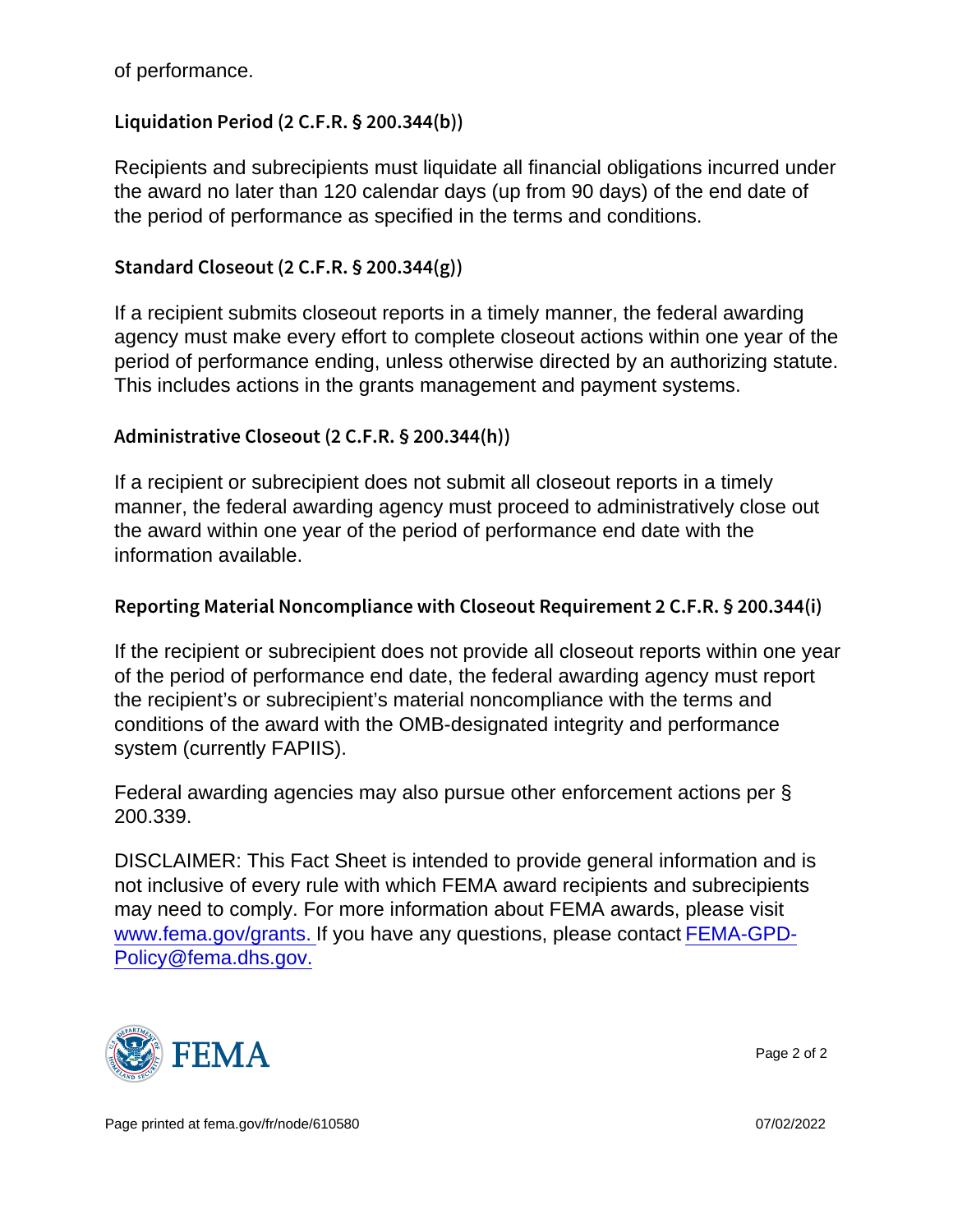of performance.

### Liquidation Period (2 C.F.R. § 200.344(b))

Recipients and subrecipients must liquidate all financial obligations incurred under the award no later than 120 calendar days (up from 90 days) of the end date of the period of performance as specified in the terms and conditions.

### Standard Closeout (2 C.F.R. § 200.344(g))

If a recipient submits closeout reports in a timely manner, the federal awarding agency must make every effort to complete closeout actions within one year of the period of performance ending, unless otherwise directed by an authorizing statute. This includes actions in the grants management and payment systems.

### Administrative Closeout (2 C.F.R. § 200.344(h))

If a recipient or subrecipient does not submit all closeout reports in a timely manner, the federal awarding agency must proceed to administratively close out the award within one year of the period of performance end date with the information available.

### Reporting Material Noncompliance with Closeout Requirement 2 C.F.R. § 200.344(i)

If the recipient or subrecipient does not provide all closeout reports within one year of the period of performance end date, the federal awarding agency must report the recipient's or subrecipient's material noncompliance with the terms and conditions of the award with the OMB-designated integrity and performance system (currently FAPIIS).

Federal awarding agencies may also pursue other enforcement actions per § 200.339.

DISCLAIMER: This Fact Sheet is intended to provide general information and is not inclusive of every rule with which FEMA award recipients and subrecipients may need to comply. For more information about FEMA awards, please visit www.fema.gov/grants. If you have any questions, please contact FEMA-GPD-Policy@fema.dhs.gov.

FEMA

Page printed at fema.gov/fr/node/610580 07/02/2022